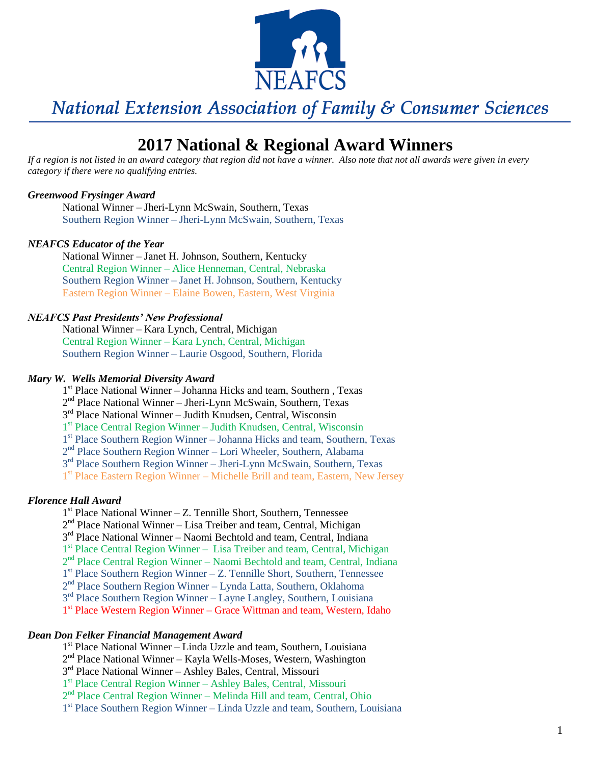NEAFCS

National Extension Association of Family & Consumer Sciences

# 2017 National & Regional Award Winners

*If a region is not listed in an award category that region did not have a winner. Also note that not all awards were given in every category if there were no qualifying entries.*

***Greenwood Frysinger Award***

National Winner – Jheri-Lynn McSwain, Southern, Texas
Southern Region Winner – Jheri-Lynn McSwain, Southern, Texas

***NEAFCS Educator of the Year***

National Winner – Janet H. Johnson, Southern, Kentucky
Central Region Winner – Alice Henneman, Central, Nebraska
Southern Region Winner – Janet H. Johnson, Southern, Kentucky
Eastern Region Winner – Elaine Bowen, Eastern, West Virginia

***NEAFCS Past Presidents' New Professional***

National Winner – Kara Lynch, Central, Michigan
Central Region Winner – Kara Lynch, Central, Michigan
Southern Region Winner – Laurie Osgood, Southern, Florida

***Mary W. Wells Memorial Diversity Award***

1st Place National Winner – Johanna Hicks and team, Southern , Texas
2nd Place National Winner – Jheri-Lynn McSwain, Southern, Texas
3rd Place National Winner – Judith Knudsen, Central, Wisconsin
1st Place Central Region Winner – Judith Knudsen, Central, Wisconsin
1st Place Southern Region Winner – Johanna Hicks and team, Southern, Texas
2nd Place Southern Region Winner – Lori Wheeler, Southern, Alabama
3rd Place Southern Region Winner – Jheri-Lynn McSwain, Southern, Texas
1st Place Eastern Region Winner – Michelle Brill and team, Eastern, New Jersey

***Florence Hall Award***

1st Place National Winner – Z. Tennille Short, Southern, Tennessee
2nd Place National Winner – Lisa Treiber and team, Central, Michigan
3rd Place National Winner – Naomi Bechtold and team, Central, Indiana
1st Place Central Region Winner – Lisa Treiber and team, Central, Michigan
2nd Place Central Region Winner – Naomi Bechtold and team, Central, Indiana
1st Place Southern Region Winner – Z. Tennille Short, Southern, Tennessee
2nd Place Southern Region Winner – Lynda Latta, Southern, Oklahoma
3rd Place Southern Region Winner – Layne Langley, Southern, Louisiana
1st Place Western Region Winner – Grace Wittman and team, Western, Idaho

***Dean Don Felker Financial Management Award***

1st Place National Winner – Linda Uzzle and team, Southern, Louisiana
2nd Place National Winner – Kayla Wells-Moses, Western, Washington
3rd Place National Winner – Ashley Bales, Central, Missouri
1st Place Central Region Winner – Ashley Bales, Central, Missouri
2nd Place Central Region Winner – Melinda Hill and team, Central, Ohio
1st Place Southern Region Winner – Linda Uzzle and team, Southern, Louisiana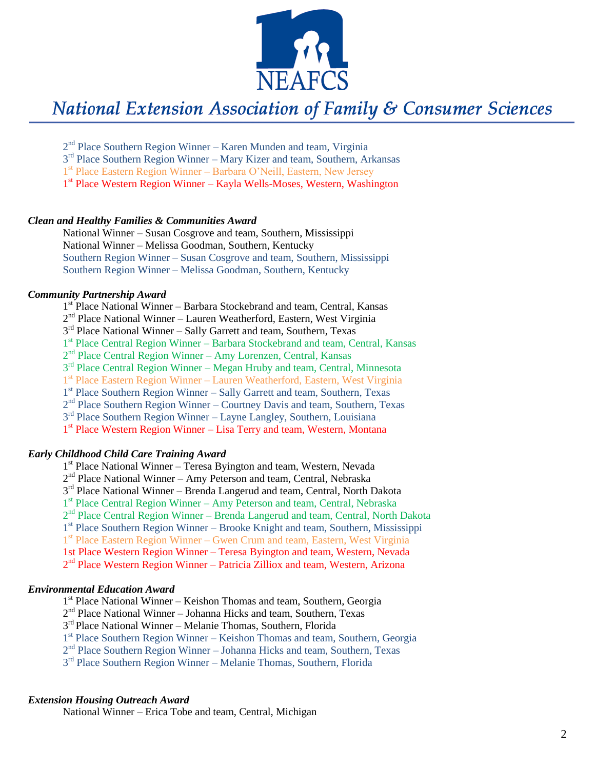2nd Place Southern Region Winner – Karen Munden and team, Virginia
3rd Place Southern Region Winner – Mary Kizer and team, Southern, Arkansas
1st Place Eastern Region Winner – Barbara O'Neill, Eastern, New Jersey
1st Place Western Region Winner – Kayla Wells-Moses, Western, Washington

***Clean and Healthy Families & Communities Award***

National Winner – Susan Cosgrove and team, Southern, Mississippi
National Winner – Melissa Goodman, Southern, Kentucky
Southern Region Winner – Susan Cosgrove and team, Southern, Mississippi
Southern Region Winner – Melissa Goodman, Southern, Kentucky

***Community Partnership Award***

1st Place National Winner – Barbara Stockebrand and team, Central, Kansas
2nd Place National Winner – Lauren Weatherford, Eastern, West Virginia
3rd Place National Winner – Sally Garrett and team, Southern, Texas
1st Place Central Region Winner – Barbara Stockebrand and team, Central, Kansas
2nd Place Central Region Winner – Amy Lorenzen, Central, Kansas
3rd Place Central Region Winner – Megan Hruby and team, Central, Minnesota
1st Place Eastern Region Winner – Lauren Weatherford, Eastern, West Virginia
1st Place Southern Region Winner – Sally Garrett and team, Southern, Texas
2nd Place Southern Region Winner – Courtney Davis and team, Southern, Texas
3rd Place Southern Region Winner – Layne Langley, Southern, Louisiana
1st Place Western Region Winner – Lisa Terry and team, Western, Montana

***Early Childhood Child Care Training Award***

1st Place National Winner – Teresa Byington and team, Western, Nevada
2nd Place National Winner – Amy Peterson and team, Central, Nebraska
3rd Place National Winner – Brenda Langerud and team, Central, North Dakota
1st Place Central Region Winner – Amy Peterson and team, Central, Nebraska
2nd Place Central Region Winner – Brenda Langerud and team, Central, North Dakota
1st Place Southern Region Winner – Brooke Knight and team, Southern, Mississippi
1st Place Eastern Region Winner – Gwen Crum and team, Eastern, West Virginia
1st Place Western Region Winner – Teresa Byington and team, Western, Nevada
2nd Place Western Region Winner – Patricia Zilliox and team, Western, Arizona

***Environmental Education Award***

1st Place National Winner – Keishon Thomas and team, Southern, Georgia
2nd Place National Winner – Johanna Hicks and team, Southern, Texas
3rd Place National Winner – Melanie Thomas, Southern, Florida
1st Place Southern Region Winner – Keishon Thomas and team, Southern, Georgia
2nd Place Southern Region Winner – Johanna Hicks and team, Southern, Texas
3rd Place Southern Region Winner – Melanie Thomas, Southern, Florida

***Extension Housing Outreach Award***

National Winner – Erica Tobe and team, Central, Michigan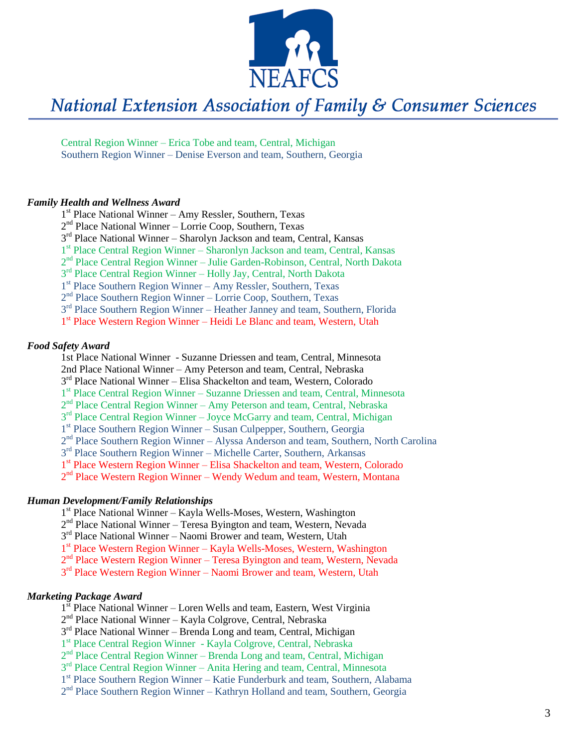Central Region Winner – Erica Tobe and team, Central, Michigan
Southern Region Winner – Denise Everson and team, Southern, Georgia

***Family Health and Wellness Award***

1st Place National Winner – Amy Ressler, Southern, Texas
2nd Place National Winner – Lorrie Coop, Southern, Texas
3rd Place National Winner – Sharolyn Jackson and team, Central, Kansas
1st Place Central Region Winner – Sharonlyn Jackson and team, Central, Kansas
2nd Place Central Region Winner – Julie Garden-Robinson, Central, North Dakota
3rd Place Central Region Winner – Holly Jay, Central, North Dakota
1st Place Southern Region Winner – Amy Ressler, Southern, Texas
2nd Place Southern Region Winner – Lorrie Coop, Southern, Texas
3rd Place Southern Region Winner – Heather Janney and team, Southern, Florida
1st Place Western Region Winner – Heidi Le Blanc and team, Western, Utah

***Food Safety Award***

1st Place National Winner - Suzanne Driessen and team, Central, Minnesota
2nd Place National Winner – Amy Peterson and team, Central, Nebraska
3rd Place National Winner – Elisa Shackelton and team, Western, Colorado
1st Place Central Region Winner – Suzanne Driessen and team, Central, Minnesota
2nd Place Central Region Winner – Amy Peterson and team, Central, Nebraska
3rd Place Central Region Winner – Joyce McGarry and team, Central, Michigan
1st Place Southern Region Winner – Susan Culpepper, Southern, Georgia
2nd Place Southern Region Winner – Alyssa Anderson and team, Southern, North Carolina
3rd Place Southern Region Winner – Michelle Carter, Southern, Arkansas
1st Place Western Region Winner – Elisa Shackelton and team, Western, Colorado
2nd Place Western Region Winner – Wendy Wedum and team, Western, Montana

***Human Development/Family Relationships***

1st Place National Winner – Kayla Wells-Moses, Western, Washington
2nd Place National Winner – Teresa Byington and team, Western, Nevada
3rd Place National Winner – Naomi Brower and team, Western, Utah
1st Place Western Region Winner – Kayla Wells-Moses, Western, Washington
2nd Place Western Region Winner – Teresa Byington and team, Western, Nevada
3rd Place Western Region Winner – Naomi Brower and team, Western, Utah

***Marketing Package Award***

1st Place National Winner – Loren Wells and team, Eastern, West Virginia
2nd Place National Winner – Kayla Colgrove, Central, Nebraska
3rd Place National Winner – Brenda Long and team, Central, Michigan
1st Place Central Region Winner - Kayla Colgrove, Central, Nebraska
2nd Place Central Region Winner – Brenda Long and team, Central, Michigan
3rd Place Central Region Winner – Anita Hering and team, Central, Minnesota
1st Place Southern Region Winner – Katie Funderburk and team, Southern, Alabama
2nd Place Southern Region Winner – Kathryn Holland and team, Southern, Georgia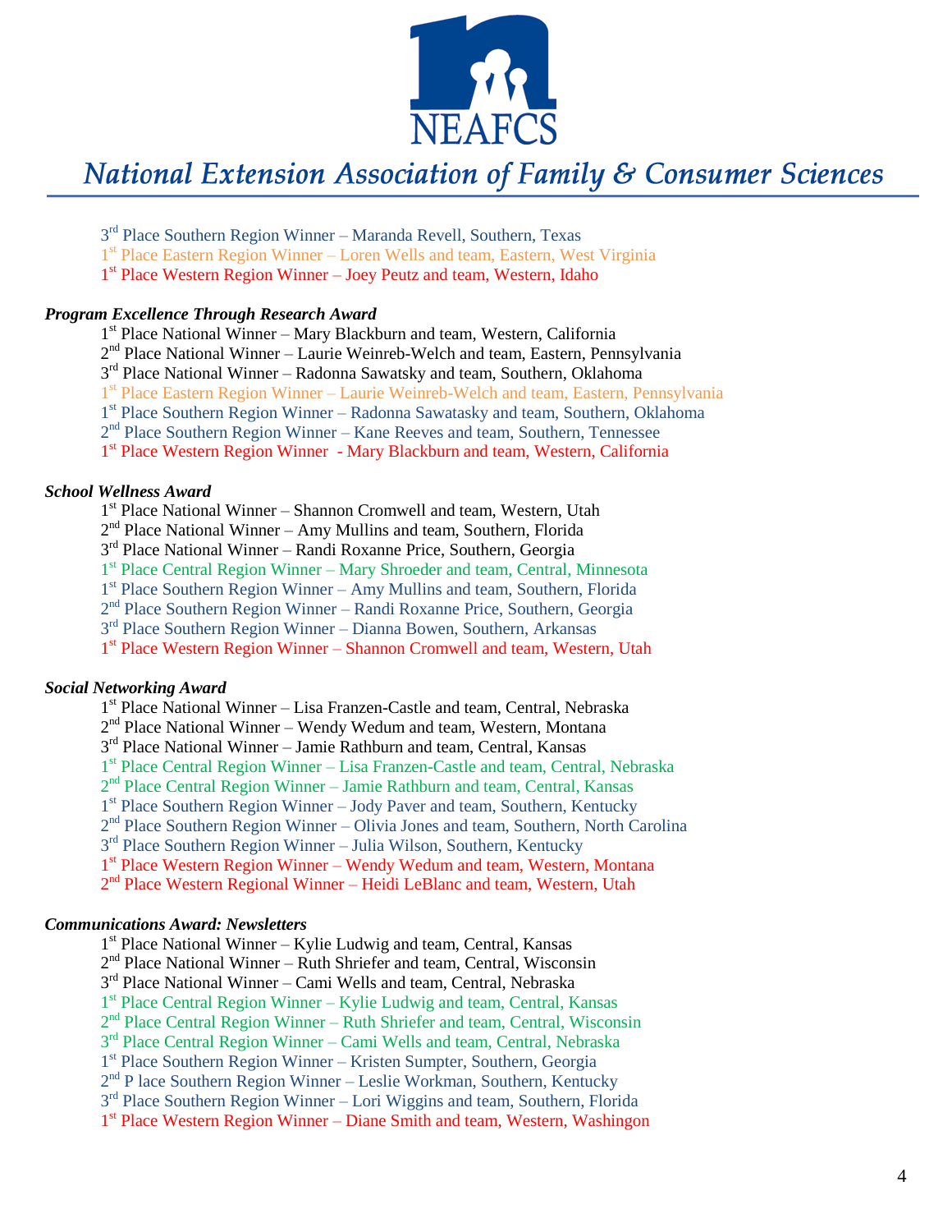3rd Place Southern Region Winner – Maranda Revell, Southern, Texas
1st Place Eastern Region Winner – Loren Wells and team, Eastern, West Virginia
1st Place Western Region Winner – Joey Peutz and team, Western, Idaho

***Program Excellence Through Research Award***

1st Place National Winner – Mary Blackburn and team, Western, California
2nd Place National Winner – Laurie Weinreb-Welch and team, Eastern, Pennsylvania
3rd Place National Winner – Radonna Sawatsky and team, Southern, Oklahoma
1st Place Eastern Region Winner – Laurie Weinreb-Welch and team, Eastern, Pennsylvania
1st Place Southern Region Winner – Radonna Sawatasky and team, Southern, Oklahoma
2nd Place Southern Region Winner – Kane Reeves and team, Southern, Tennessee
1st Place Western Region Winner - Mary Blackburn and team, Western, California

***School Wellness Award***

1st Place National Winner – Shannon Cromwell and team, Western, Utah
2nd Place National Winner – Amy Mullins and team, Southern, Florida
3rd Place National Winner – Randi Roxanne Price, Southern, Georgia
1st Place Central Region Winner – Mary Shroeder and team, Central, Minnesota
1st Place Southern Region Winner – Amy Mullins and team, Southern, Florida
2nd Place Southern Region Winner – Randi Roxanne Price, Southern, Georgia
3rd Place Southern Region Winner – Dianna Bowen, Southern, Arkansas
1st Place Western Region Winner – Shannon Cromwell and team, Western, Utah

***Social Networking Award***

1st Place National Winner – Lisa Franzen-Castle and team, Central, Nebraska
2nd Place National Winner – Wendy Wedum and team, Western, Montana
3rd Place National Winner – Jamie Rathburn and team, Central, Kansas
1st Place Central Region Winner – Lisa Franzen-Castle and team, Central, Nebraska
2nd Place Central Region Winner – Jamie Rathburn and team, Central, Kansas
1st Place Southern Region Winner – Jody Paver and team, Southern, Kentucky
2nd Place Southern Region Winner – Olivia Jones and team, Southern, North Carolina
3rd Place Southern Region Winner – Julia Wilson, Southern, Kentucky
1st Place Western Region Winner – Wendy Wedum and team, Western, Montana
2nd Place Western Regional Winner – Heidi LeBlanc and team, Western, Utah

***Communications Award: Newsletters***

1st Place National Winner – Kylie Ludwig and team, Central, Kansas
2nd Place National Winner – Ruth Shriefer and team, Central, Wisconsin
3rd Place National Winner – Cami Wells and team, Central, Nebraska
1st Place Central Region Winner – Kylie Ludwig and team, Central, Kansas
2nd Place Central Region Winner – Ruth Shriefer and team, Central, Wisconsin
3rd Place Central Region Winner – Cami Wells and team, Central, Nebraska
1st Place Southern Region Winner – Kristen Sumpter, Southern, Georgia
2nd P lace Southern Region Winner – Leslie Workman, Southern, Kentucky
3rd Place Southern Region Winner – Lori Wiggins and team, Southern, Florida
1st Place Western Region Winner – Diane Smith and team, Western, Washingon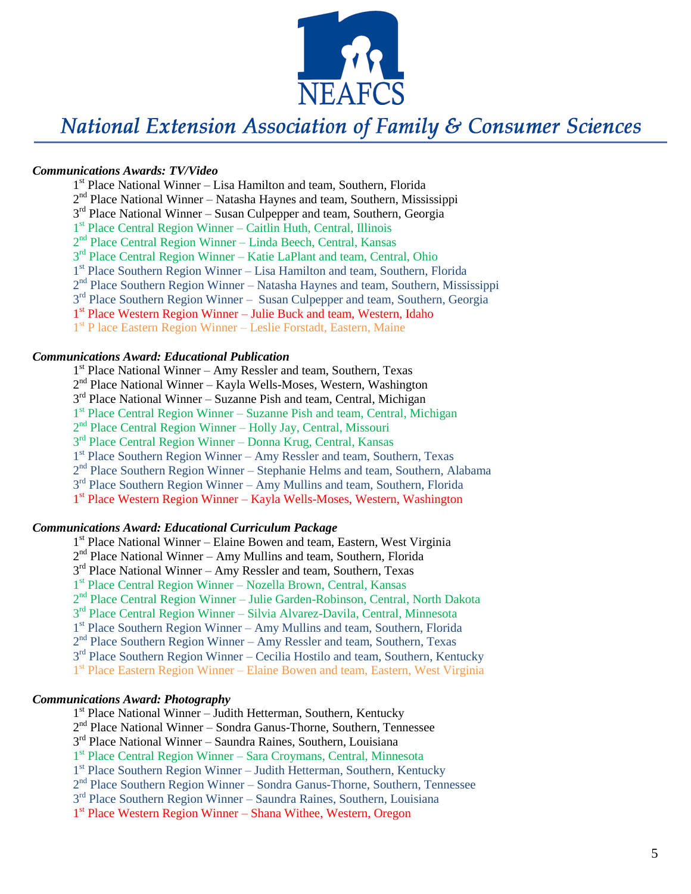# NEAFCS

## National Extension Association of Family & Consumer Sciences

***Communications Awards: TV/Video***

1st Place National Winner – Lisa Hamilton and team, Southern, Florida
2nd Place National Winner – Natasha Haynes and team, Southern, Mississippi
3rd Place National Winner – Susan Culpepper and team, Southern, Georgia
1st Place Central Region Winner – Caitlin Huth, Central, Illinois
2nd Place Central Region Winner – Linda Beech, Central, Kansas
3rd Place Central Region Winner – Katie LaPlant and team, Central, Ohio
1st Place Southern Region Winner – Lisa Hamilton and team, Southern, Florida
2nd Place Southern Region Winner – Natasha Haynes and team, Southern, Mississippi
3rd Place Southern Region Winner – Susan Culpepper and team, Southern, Georgia
1st Place Western Region Winner – Julie Buck and team, Western, Idaho
1st P lace Eastern Region Winner – Leslie Forstadt, Eastern, Maine

***Communications Award: Educational Publication***

1st Place National Winner – Amy Ressler and team, Southern, Texas
2nd Place National Winner – Kayla Wells-Moses, Western, Washington
3rd Place National Winner – Suzanne Pish and team, Central, Michigan
1st Place Central Region Winner – Suzanne Pish and team, Central, Michigan
2nd Place Central Region Winner – Holly Jay, Central, Missouri
3rd Place Central Region Winner – Donna Krug, Central, Kansas
1st Place Southern Region Winner – Amy Ressler and team, Southern, Texas
2nd Place Southern Region Winner – Stephanie Helms and team, Southern, Alabama
3rd Place Southern Region Winner – Amy Mullins and team, Southern, Florida
1st Place Western Region Winner – Kayla Wells-Moses, Western, Washington

***Communications Award: Educational Curriculum Package***

1st Place National Winner – Elaine Bowen and team, Eastern, West Virginia
2nd Place National Winner – Amy Mullins and team, Southern, Florida
3rd Place National Winner – Amy Ressler and team, Southern, Texas
1st Place Central Region Winner – Nozella Brown, Central, Kansas
2nd Place Central Region Winner – Julie Garden-Robinson, Central, North Dakota
3rd Place Central Region Winner – Silvia Alvarez-Davila, Central, Minnesota
1st Place Southern Region Winner – Amy Mullins and team, Southern, Florida
2nd Place Southern Region Winner – Amy Ressler and team, Southern, Texas
3rd Place Southern Region Winner – Cecilia Hostilo and team, Southern, Kentucky
1st Place Eastern Region Winner – Elaine Bowen and team, Eastern, West Virginia

***Communications Award: Photography***

1st Place National Winner – Judith Hetterman, Southern, Kentucky
2nd Place National Winner – Sondra Ganus-Thorne, Southern, Tennessee
3rd Place National Winner – Saundra Raines, Southern, Louisiana
1st Place Central Region Winner – Sara Croymans, Central, Minnesota
1st Place Southern Region Winner – Judith Hetterman, Southern, Kentucky
2nd Place Southern Region Winner – Sondra Ganus-Thorne, Southern, Tennessee
3rd Place Southern Region Winner – Saundra Raines, Southern, Louisiana
1st Place Western Region Winner – Shana Withee, Western, Oregon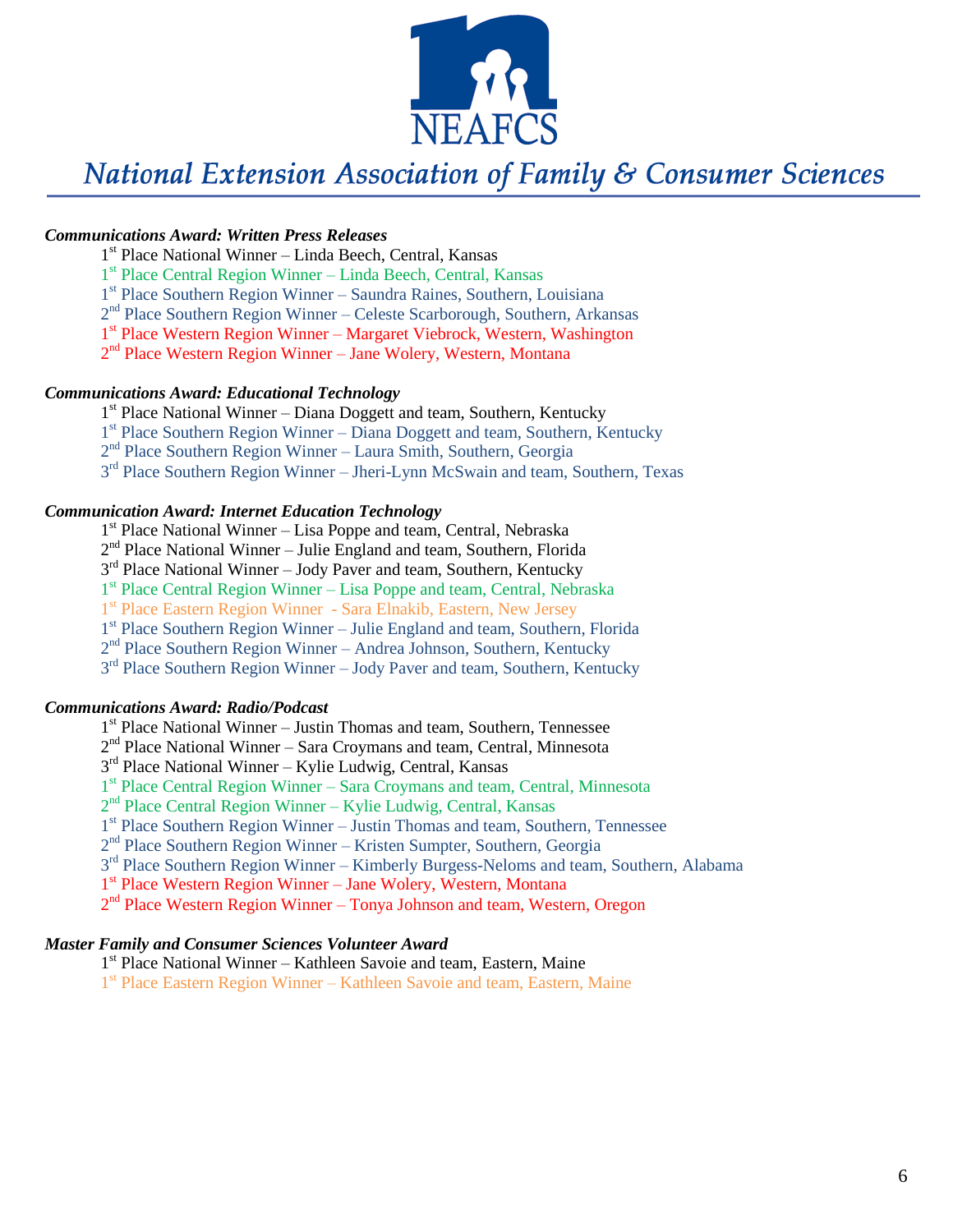# National Extension Association of Family & Consumer Sciences

***Communications Award: Written Press Releases***

- 1st Place National Winner – Linda Beech, Central, Kansas
- 1st Place Central Region Winner – Linda Beech, Central, Kansas
- 1st Place Southern Region Winner – Saundra Raines, Southern, Louisiana
- 2nd Place Southern Region Winner – Celeste Scarborough, Southern, Arkansas
- 1st Place Western Region Winner – Margaret Viebrock, Western, Washington
- 2nd Place Western Region Winner – Jane Wolery, Western, Montana

***Communications Award: Educational Technology***

- 1st Place National Winner – Diana Doggett and team, Southern, Kentucky
- 1st Place Southern Region Winner – Diana Doggett and team, Southern, Kentucky
- 2nd Place Southern Region Winner – Laura Smith, Southern, Georgia
- 3rd Place Southern Region Winner – Jheri-Lynn McSwain and team, Southern, Texas

***Communication Award: Internet Education Technology***

- 1st Place National Winner – Lisa Poppe and team, Central, Nebraska
- 2nd Place National Winner – Julie England and team, Southern, Florida
- 3rd Place National Winner – Jody Paver and team, Southern, Kentucky
- 1st Place Central Region Winner – Lisa Poppe and team, Central, Nebraska
- 1st Place Eastern Region Winner - Sara Elnakib, Eastern, New Jersey
- 1st Place Southern Region Winner – Julie England and team, Southern, Florida
- 2nd Place Southern Region Winner – Andrea Johnson, Southern, Kentucky
- 3rd Place Southern Region Winner – Jody Paver and team, Southern, Kentucky

***Communications Award: Radio/Podcast***

- 1st Place National Winner – Justin Thomas and team, Southern, Tennessee
- 2nd Place National Winner – Sara Croymans and team, Central, Minnesota
- 3rd Place National Winner – Kylie Ludwig, Central, Kansas
- 1st Place Central Region Winner – Sara Croymans and team, Central, Minnesota
- 2nd Place Central Region Winner – Kylie Ludwig, Central, Kansas
- 1st Place Southern Region Winner – Justin Thomas and team, Southern, Tennessee
- 2nd Place Southern Region Winner – Kristen Sumpter, Southern, Georgia
- 3rd Place Southern Region Winner – Kimberly Burgess-Neloms and team, Southern, Alabama
- 1st Place Western Region Winner – Jane Wolery, Western, Montana
- 2nd Place Western Region Winner – Tonya Johnson and team, Western, Oregon

***Master Family and Consumer Sciences Volunteer Award***

- 1st Place National Winner – Kathleen Savoie and team, Eastern, Maine
- 1st Place Eastern Region Winner – Kathleen Savoie and team, Eastern, Maine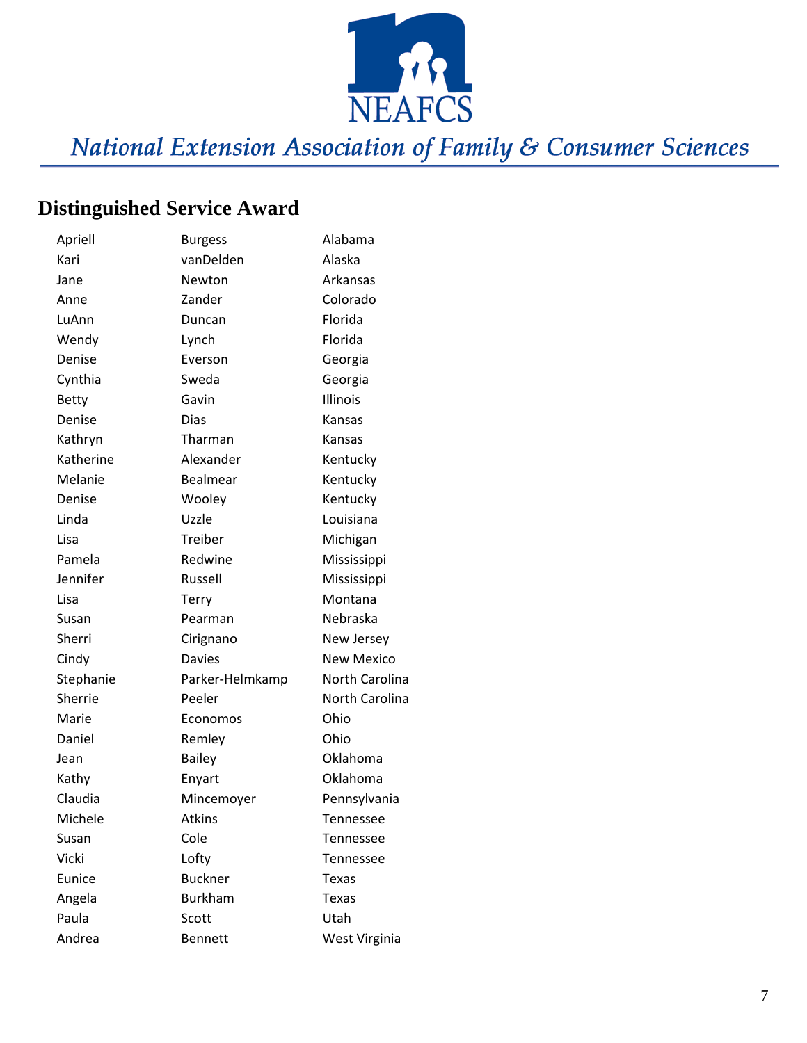NEAFCS

*National Extension Association of Family & Consumer Sciences*

## Distinguished Service Award

| | | |
|---|---|---|
| Apriell | Burgess | Alabama |
| Kari | vanDelden | Alaska |
| Jane | Newton | Arkansas |
| Anne | Zander | Colorado |
| LuAnn | Duncan | Florida |
| Wendy | Lynch | Florida |
| Denise | Everson | Georgia |
| Cynthia | Sweda | Georgia |
| Betty | Gavin | Illinois |
| Denise | Dias | Kansas |
| Kathryn | Tharman | Kansas |
| Katherine | Alexander | Kentucky |
| Melanie | Bealmear | Kentucky |
| Denise | Wooley | Kentucky |
| Linda | Uzzle | Louisiana |
| Lisa | Treiber | Michigan |
| Pamela | Redwine | Mississippi |
| Jennifer | Russell | Mississippi |
| Lisa | Terry | Montana |
| Susan | Pearman | Nebraska |
| Sherri | Cirignano | New Jersey |
| Cindy | Davies | New Mexico |
| Stephanie | Parker-Helmkamp | North Carolina |
| Sherrie | Peeler | North Carolina |
| Marie | Economos | Ohio |
| Daniel | Remley | Ohio |
| Jean | Bailey | Oklahoma |
| Kathy | Enyart | Oklahoma |
| Claudia | Mincemoyer | Pennsylvania |
| Michele | Atkins | Tennessee |
| Susan | Cole | Tennessee |
| Vicki | Lofty | Tennessee |
| Eunice | Buckner | Texas |
| Angela | Burkham | Texas |
| Paula | Scott | Utah |
| Andrea | Bennett | West Virginia |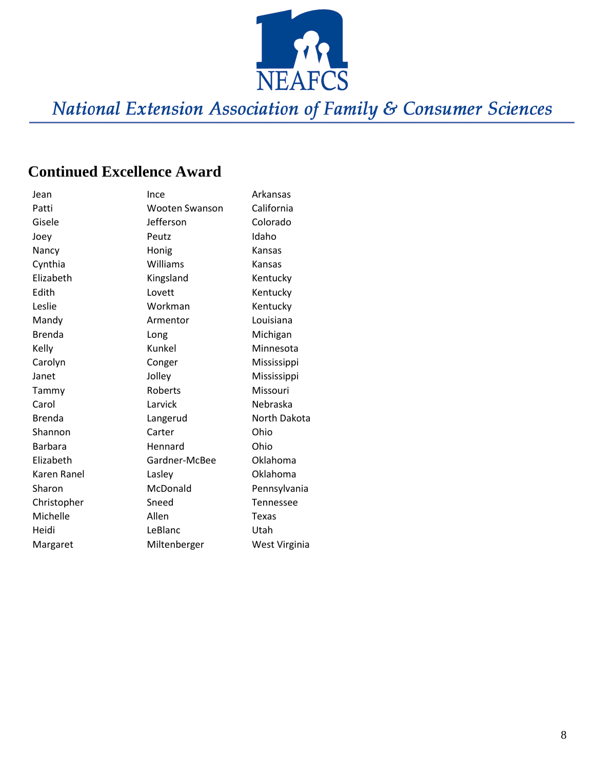National Extension Association of Family & Consumer Sciences

## Continued Excellence Award

| | | |
|---|---|---|
| Jean | Ince | Arkansas |
| Patti | Wooten Swanson | California |
| Gisele | Jefferson | Colorado |
| Joey | Peutz | Idaho |
| Nancy | Honig | Kansas |
| Cynthia | Williams | Kansas |
| Elizabeth | Kingsland | Kentucky |
| Edith | Lovett | Kentucky |
| Leslie | Workman | Kentucky |
| Mandy | Armentor | Louisiana |
| Brenda | Long | Michigan |
| Kelly | Kunkel | Minnesota |
| Carolyn | Conger | Mississippi |
| Janet | Jolley | Mississippi |
| Tammy | Roberts | Missouri |
| Carol | Larvick | Nebraska |
| Brenda | Langerud | North Dakota |
| Shannon | Carter | Ohio |
| Barbara | Hennard | Ohio |
| Elizabeth | Gardner-McBee | Oklahoma |
| Karen Ranel | Lasley | Oklahoma |
| Sharon | McDonald | Pennsylvania |
| Christopher | Sneed | Tennessee |
| Michelle | Allen | Texas |
| Heidi | LeBlanc | Utah |
| Margaret | Miltenberger | West Virginia |